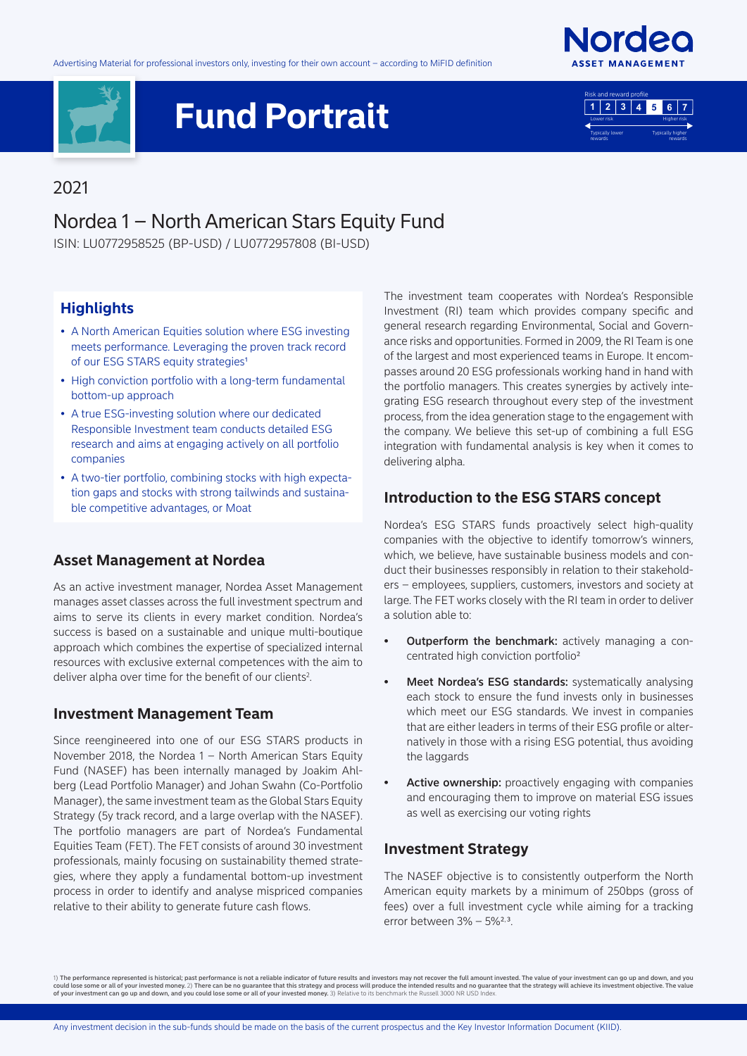Advertising Material for professional investors only, investing for their own account – according to MiFID definition

# Fund Portrait

Risk and reward profile: 1 | 2 | 3 | 4 | **5** | 6 | 7 (Lower risk – Higher risk; Typically lower rewards – Typically higher rewards)

2021

## Nordea 1 – North American Stars Equity Fund

ISIN: LU0772958525 (BP-USD) / LU0772957808 (BI-USD)

### Highlights

- A North American Equities solution where ESG investing meets performance. Leveraging the proven track record of our ESG STARS equity strategies[1]
- High conviction portfolio with a long-term fundamental bottom-up approach
- A true ESG-investing solution where our dedicated Responsible Investment team conducts detailed ESG research and aims at engaging actively on all portfolio companies
- A two-tier portfolio, combining stocks with high expectation gaps and stocks with strong tailwinds and sustainable competitive advantages, or Moat

### Asset Management at Nordea

As an active investment manager, Nordea Asset Management manages asset classes across the full investment spectrum and aims to serve its clients in every market condition. Nordea's success is based on a sustainable and unique multi-boutique approach which combines the expertise of specialized internal resources with exclusive external competences with the aim to deliver alpha over time for the benefit of our clients[2].

### Investment Management Team

Since reengineered into one of our ESG STARS products in November 2018, the Nordea 1 – North American Stars Equity Fund (NASEF) has been internally managed by Joakim Ahlberg (Lead Portfolio Manager) and Johan Swahn (Co-Portfolio Manager), the same investment team as the Global Stars Equity Strategy (5y track record, and a large overlap with the NASEF). The portfolio managers are part of Nordea's Fundamental Equities Team (FET). The FET consists of around 30 investment professionals, mainly focusing on sustainability themed strategies, where they apply a fundamental bottom-up investment process in order to identify and analyse mispriced companies relative to their ability to generate future cash flows.

The investment team cooperates with Nordea's Responsible Investment (RI) team which provides company specific and general research regarding Environmental, Social and Governance risks and opportunities. Formed in 2009, the RI Team is one of the largest and most experienced teams in Europe. It encompasses around 20 ESG professionals working hand in hand with the portfolio managers. This creates synergies by actively integrating ESG research throughout every step of the investment process, from the idea generation stage to the engagement with the company. We believe this set-up of combining a full ESG integration with fundamental analysis is key when it comes to delivering alpha.

### Introduction to the ESG STARS concept

Nordea's ESG STARS funds proactively select high-quality companies with the objective to identify tomorrow's winners, which, we believe, have sustainable business models and conduct their businesses responsibly in relation to their stakeholders – employees, suppliers, customers, investors and society at large. The FET works closely with the RI team in order to deliver a solution able to:

- **Outperform the benchmark:** actively managing a concentrated high conviction portfolio[2]
- **Meet Nordea's ESG standards:** systematically analysing each stock to ensure the fund invests only in businesses which meet our ESG standards. We invest in companies that are either leaders in terms of their ESG profile or alternatively in those with a rising ESG potential, thus avoiding the laggards
- **Active ownership:** proactively engaging with companies and encouraging them to improve on material ESG issues as well as exercising our voting rights

### Investment Strategy

The NASEF objective is to consistently outperform the North American equity markets by a minimum of 250bps (gross of fees) over a full investment cycle while aiming for a tracking error between 3% – 5%[2,3].

1) **The performance represented is historical; past performance is not a reliable indicator of future results and investors may not recover the full amount invested. The value of your investment can go up and down, and you could lose some or all of your invested money.** 2) **There can be no guarantee that this strategy and process will produce the intended results and no guarantee that the strategy will achieve its investment objective. The value of your investment can go up and down, and you could lose some or all of your invested money.** 3) Relative to its benchmark the Russell 3000 NR USD Index.

Any investment decision in the sub-funds should be made on the basis of the current prospectus and the Key Investor Information Document (KIID).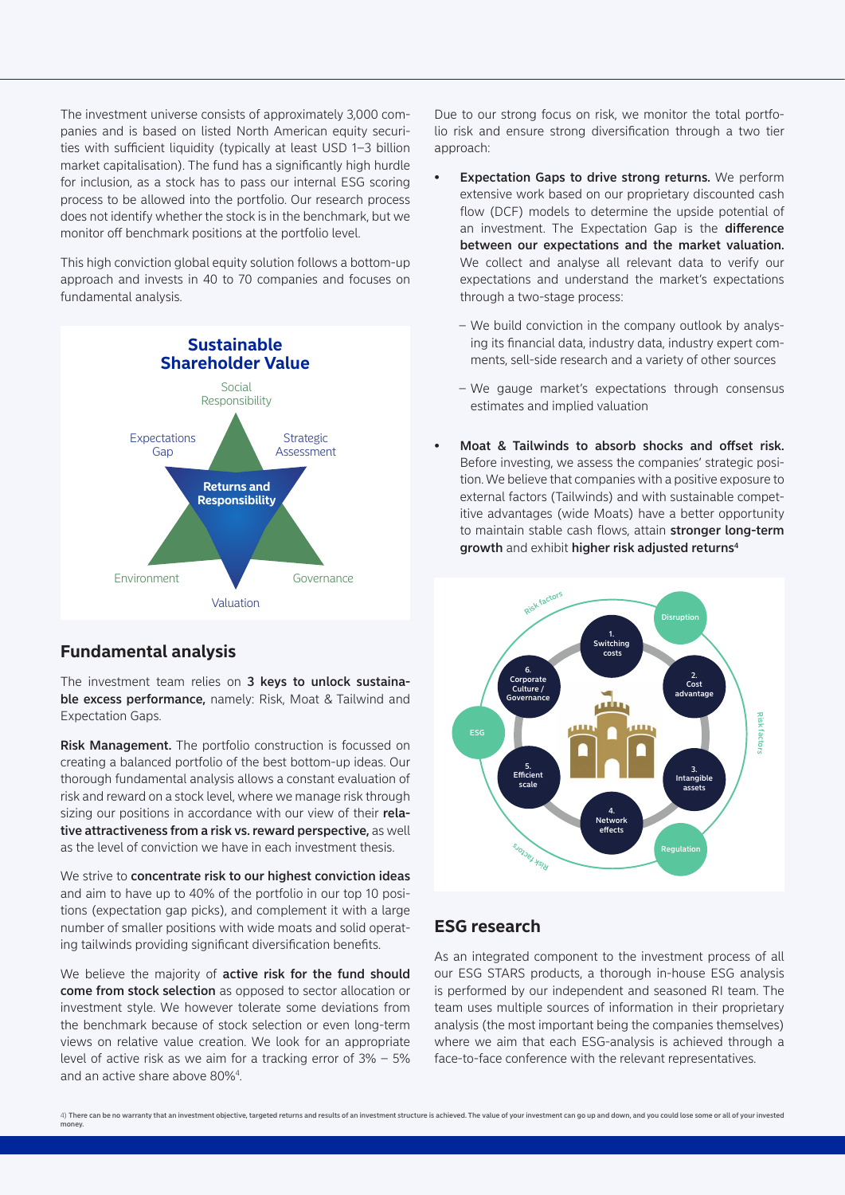The investment universe consists of approximately 3,000 companies and is based on listed North American equity securities with sufficient liquidity (typically at least USD 1–3 billion market capitalisation). The fund has a significantly high hurdle for inclusion, as a stock has to pass our internal ESG scoring process to be allowed into the portfolio. Our research process does not identify whether the stock is in the benchmark, but we monitor off benchmark positions at the portfolio level.

This high conviction global equity solution follows a bottom-up approach and invests in 40 to 70 companies and focuses on fundamental analysis.

## Fundamental analysis

The investment team relies on **3 keys to unlock sustainable excess performance,** namely: Risk, Moat & Tailwind and Expectation Gaps.

**Risk Management.** The portfolio construction is focussed on creating a balanced portfolio of the best bottom-up ideas. Our thorough fundamental analysis allows a constant evaluation of risk and reward on a stock level, where we manage risk through sizing our positions in accordance with our view of their **relative attractiveness from a risk vs. reward perspective,** as well as the level of conviction we have in each investment thesis.

We strive to **concentrate risk to our highest conviction ideas** and aim to have up to 40% of the portfolio in our top 10 positions (expectation gap picks), and complement it with a large number of smaller positions with wide moats and solid operating tailwinds providing significant diversification benefits.

We believe the majority of **active risk for the fund should come from stock selection** as opposed to sector allocation or investment style. We however tolerate some deviations from the benchmark because of stock selection or even long-term views on relative value creation. We look for an appropriate level of active risk as we aim for a tracking error of 3% – 5% and an active share above 80%[4].

Due to our strong focus on risk, we monitor the total portfolio risk and ensure strong diversification through a two tier approach:

- **Expectation Gaps to drive strong returns.** We perform extensive work based on our proprietary discounted cash flow (DCF) models to determine the upside potential of an investment. The Expectation Gap is the **difference between our expectations and the market valuation.** We collect and analyse all relevant data to verify our expectations and understand the market's expectations through a two-stage process:
  - We build conviction in the company outlook by analysing its financial data, industry data, industry expert comments, sell-side research and a variety of other sources
  - We gauge market's expectations through consensus estimates and implied valuation
- **Moat & Tailwinds to absorb shocks and offset risk.** Before investing, we assess the companies' strategic position. We believe that companies with a positive exposure to external factors (Tailwinds) and with sustainable competitive advantages (wide Moats) have a better opportunity to maintain stable cash flows, attain **stronger long-term growth** and exhibit **higher risk adjusted returns**[4]

## ESG research

As an integrated component to the investment process of all our ESG STARS products, a thorough in-house ESG analysis is performed by our independent and seasoned RI team. The team uses multiple sources of information in their proprietary analysis (the most important being the companies themselves) where we aim that each ESG-analysis is achieved through a face-to-face conference with the relevant representatives.

4) **There can be no warranty that an investment objective, targeted returns and results of an investment structure is achieved. The value of your investment can go up and down, and you could lose some or all of your invested money.**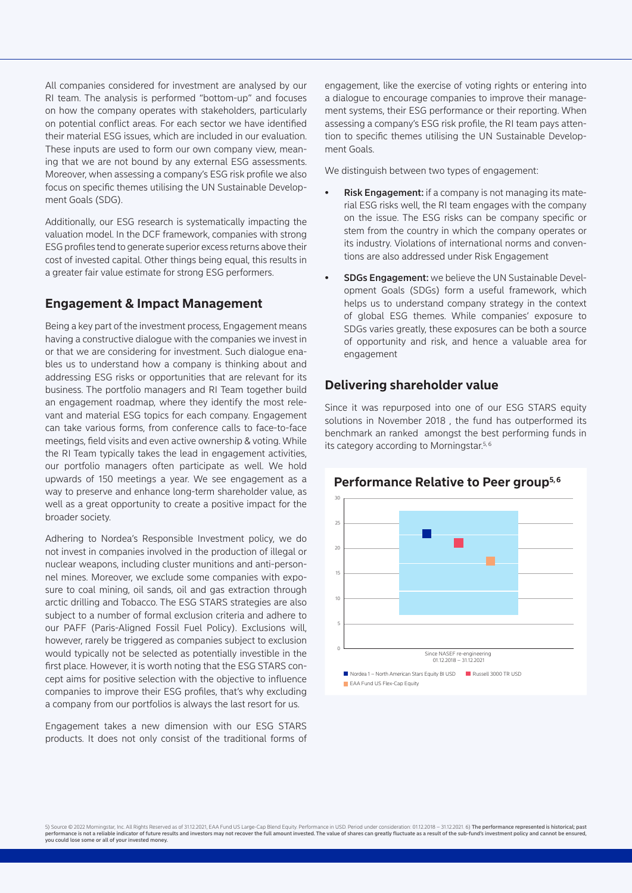All companies considered for investment are analysed by our RI team. The analysis is performed "bottom-up" and focuses on how the company operates with stakeholders, particularly on potential conflict areas. For each sector we have identified their material ESG issues, which are included in our evaluation. These inputs are used to form our own company view, meaning that we are not bound by any external ESG assessments. Moreover, when assessing a company's ESG risk profile we also focus on specific themes utilising the UN Sustainable Development Goals (SDG).

Additionally, our ESG research is systematically impacting the valuation model. In the DCF framework, companies with strong ESG profiles tend to generate superior excess returns above their cost of invested capital. Other things being equal, this results in a greater fair value estimate for strong ESG performers.

## Engagement & Impact Management

Being a key part of the investment process, Engagement means having a constructive dialogue with the companies we invest in or that we are considering for investment. Such dialogue enables us to understand how a company is thinking about and addressing ESG risks or opportunities that are relevant for its business. The portfolio managers and RI Team together build an engagement roadmap, where they identify the most relevant and material ESG topics for each company. Engagement can take various forms, from conference calls to face-to-face meetings, field visits and even active ownership & voting. While the RI Team typically takes the lead in engagement activities, our portfolio managers often participate as well. We hold upwards of 150 meetings a year. We see engagement as a way to preserve and enhance long-term shareholder value, as well as a great opportunity to create a positive impact for the broader society.

Adhering to Nordea's Responsible Investment policy, we do not invest in companies involved in the production of illegal or nuclear weapons, including cluster munitions and anti-personnel mines. Moreover, we exclude some companies with exposure to coal mining, oil sands, oil and gas extraction through arctic drilling and Tobacco. The ESG STARS strategies are also subject to a number of formal exclusion criteria and adhere to our PAFF (Paris-Aligned Fossil Fuel Policy). Exclusions will, however, rarely be triggered as companies subject to exclusion would typically not be selected as potentially investible in the first place. However, it is worth noting that the ESG STARS concept aims for positive selection with the objective to influence companies to improve their ESG profiles, that's why excluding a company from our portfolios is always the last resort for us.

Engagement takes a new dimension with our ESG STARS products. It does not only consist of the traditional forms of engagement, like the exercise of voting rights or entering into a dialogue to encourage companies to improve their management systems, their ESG performance or their reporting. When assessing a company's ESG risk profile, the RI team pays attention to specific themes utilising the UN Sustainable Development Goals.

We distinguish between two types of engagement:

- **Risk Engagement:** if a company is not managing its material ESG risks well, the RI team engages with the company on the issue. The ESG risks can be company specific or stem from the country in which the company operates or its industry. Violations of international norms and conventions are also addressed under Risk Engagement
- **SDGs Engagement:** we believe the UN Sustainable Development Goals (SDGs) form a useful framework, which helps us to understand company strategy in the context of global ESG themes. While companies' exposure to SDGs varies greatly, these exposures can be both a source of opportunity and risk, and hence a valuable area for engagement

## Delivering shareholder value

Since it was repurposed into one of our ESG STARS equity solutions in November 2018 , the fund has outperformed its benchmark an ranked amongst the best performing funds in its category according to Morningstar.[5, 6]

### Performance Relative to Peer group[5, 6]

Since NASEF re-engineering 01.12.2018 – 31.12.2021

Nordea 1 – North American Stars Equity BI USD | Russell 3000 TR USD | EAA Fund US Flex-Cap Equity

5) Source © 2022 Morningstar, Inc. All Rights Reserved as of 31.12.2021, EAA Fund US Large-Cap Blend Equity. Performance in USD. Period under consideration: 01.12.2018 – 31.12.2021. 6) **The performance represented is historical; past performance is not a reliable indicator of future results and investors may not recover the full amount invested. The value of shares can greatly fluctuate as a result of the sub-fund's investment policy and cannot be ensured, you could lose some or all of your invested money.**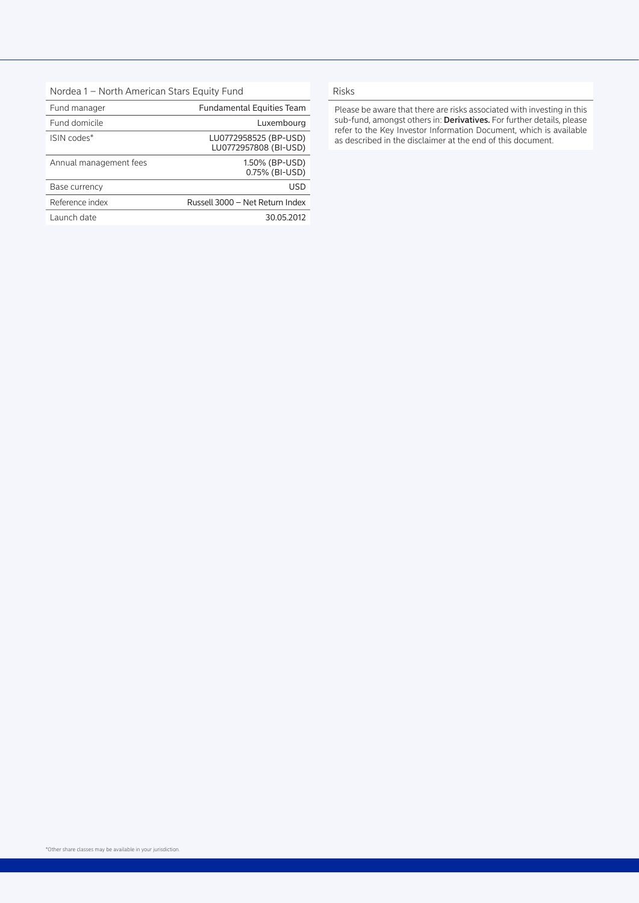## Nordea 1 – North American Stars Equity Fund

| Nordea 1 – North American Stars Equity Fund | |
|---|---|
| Fund manager | Fundamental Equities Team |
| Fund domicile | Luxembourg |
| ISIN codes* | LU0772958525 (BP-USD)<br>LU0772957808 (BI-USD) |
| Annual management fees | 1.50% (BP-USD)<br>0.75% (BI-USD) |
| Base currency | USD |
| Reference index | Russell 3000 – Net Return Index |
| Launch date | 30.05.2012 |

### Risks

Please be aware that there are risks associated with investing in this sub-fund, amongst others in: **Derivatives.** For further details, please refer to the Key Investor Information Document, which is available as described in the disclaimer at the end of this document.

*Other share classes may be available in your jurisdiction.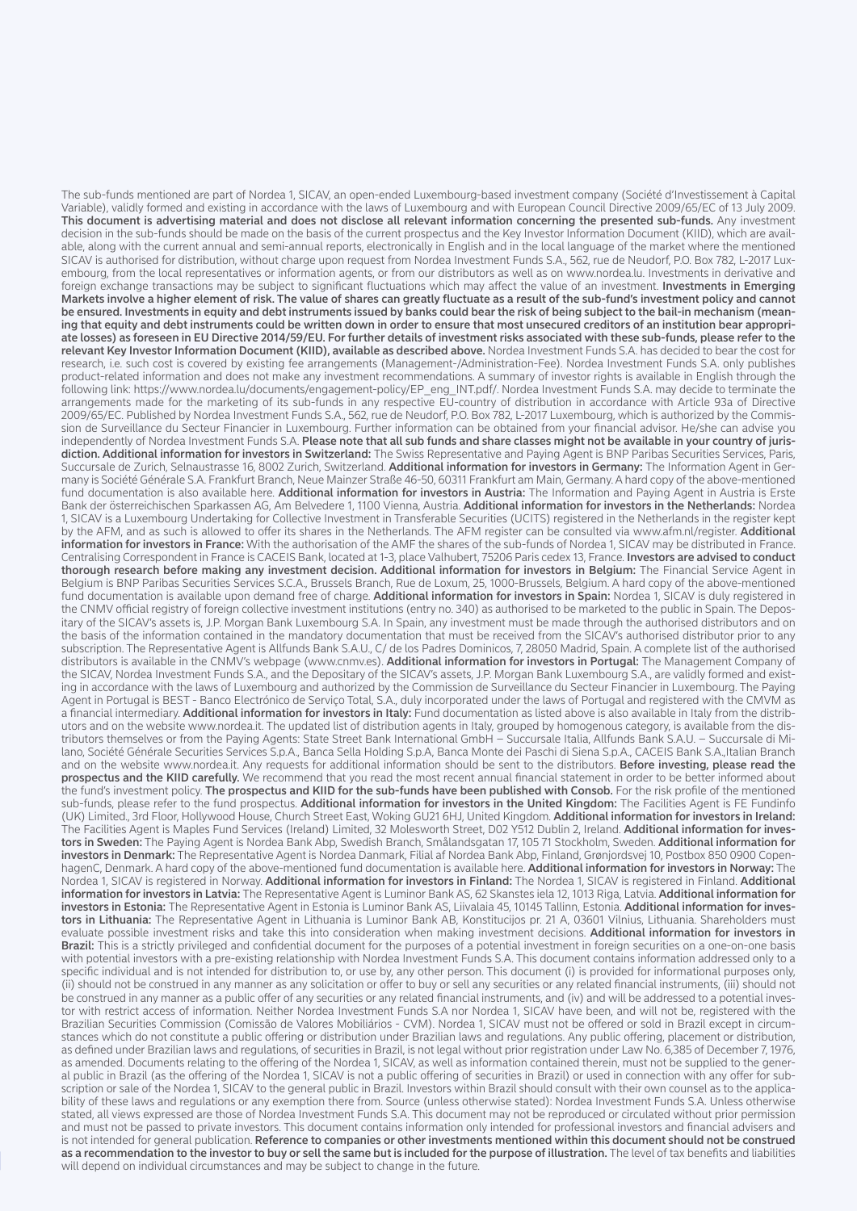The sub-funds mentioned are part of Nordea 1, SICAV, an open-ended Luxembourg-based investment company (Société d'Investissement à Capital Variable), validly formed and existing in accordance with the laws of Luxembourg and with European Council Directive 2009/65/EC of 13 July 2009. **This document is advertising material and does not disclose all relevant information concerning the presented sub-funds.** Any investment decision in the sub-funds should be made on the basis of the current prospectus and the Key Investor Information Document (KIID), which are available, along with the current annual and semi-annual reports, electronically in English and in the local language of the market where the mentioned SICAV is authorised for distribution, without charge upon request from Nordea Investment Funds S.A., 562, rue de Neudorf, P.O. Box 782, L-2017 Luxembourg, from the local representatives or information agents, or from our distributors as well as on www.nordea.lu. Investments in derivative and foreign exchange transactions may be subject to significant fluctuations which may affect the value of an investment. **Investments in Emerging Markets involve a higher element of risk. The value of shares can greatly fluctuate as a result of the sub-fund's investment policy and cannot be ensured. Investments in equity and debt instruments issued by banks could bear the risk of being subject to the bail-in mechanism (meaning that equity and debt instruments could be written down in order to ensure that most unsecured creditors of an institution bear appropriate losses) as foreseen in EU Directive 2014/59/EU. For further details of investment risks associated with these sub-funds, please refer to the relevant Key Investor Information Document (KIID), available as described above.** Nordea Investment Funds S.A. has decided to bear the cost for research, i.e. such cost is covered by existing fee arrangements (Management-/Administration-Fee). Nordea Investment Funds S.A. only publishes product-related information and does not make any investment recommendations. A summary of investor rights is available in English through the following link: https://www.nordea.lu/documents/engagement-policy/EP_eng_INT.pdf/. Nordea Investment Funds S.A. may decide to terminate the arrangements made for the marketing of its sub-funds in any respective EU-country of distribution in accordance with Article 93a of Directive 2009/65/EC. Published by Nordea Investment Funds S.A., 562, rue de Neudorf, P.O. Box 782, L-2017 Luxembourg, which is authorized by the Commission de Surveillance du Secteur Financier in Luxembourg. Further information can be obtained from your financial advisor. He/she can advise you independently of Nordea Investment Funds S.A. **Please note that all sub funds and share classes might not be available in your country of jurisdiction. Additional information for investors in Switzerland:** The Swiss Representative and Paying Agent is BNP Paribas Securities Services, Paris, Succursale de Zurich, Selnaustrasse 16, 8002 Zurich, Switzerland. **Additional information for investors in Germany:** The Information Agent in Germany is Société Générale S.A. Frankfurt Branch, Neue Mainzer Straße 46-50, 60311 Frankfurt am Main, Germany. A hard copy of the above-mentioned fund documentation is also available here. **Additional information for investors in Austria:** The Information and Paying Agent in Austria is Erste Bank der österreichischen Sparkassen AG, Am Belvedere 1, 1100 Vienna, Austria. **Additional information for investors in the Netherlands:** Nordea 1, SICAV is a Luxembourg Undertaking for Collective Investment in Transferable Securities (UCITS) registered in the Netherlands in the register kept by the AFM, and as such is allowed to offer its shares in the Netherlands. The AFM register can be consulted via www.afm.nl/register. **Additional information for investors in France:** With the authorisation of the AMF the shares of the sub-funds of Nordea 1, SICAV may be distributed in France. Centralising Correspondent in France is CACEIS Bank, located at 1-3, place Valhubert, 75206 Paris cedex 13, France. **Investors are advised to conduct thorough research before making any investment decision. Additional information for investors in Belgium:** The Financial Service Agent in Belgium is BNP Paribas Securities Services S.C.A., Brussels Branch, Rue de Loxum, 25, 1000-Brussels, Belgium. A hard copy of the above-mentioned fund documentation is available upon demand free of charge. **Additional information for investors in Spain:** Nordea 1, SICAV is duly registered in the CNMV official registry of foreign collective investment institutions (entry no. 340) as authorised to be marketed to the public in Spain. The Depositary of the SICAV's assets is, J.P. Morgan Bank Luxembourg S.A. In Spain, any investment must be made through the authorised distributors and on the basis of the information contained in the mandatory documentation that must be received from the SICAV's authorised distributor prior to any subscription. The Representative Agent is Allfunds Bank S.A.U., C/ de los Padres Dominicos, 7, 28050 Madrid, Spain. A complete list of the authorised distributors is available in the CNMV's webpage (www.cnmv.es). **Additional information for investors in Portugal:** The Management Company of the SICAV, Nordea Investment Funds S.A., and the Depositary of the SICAV's assets, J.P. Morgan Bank Luxembourg S.A., are validly formed and existing in accordance with the laws of Luxembourg and authorized by the Commission de Surveillance du Secteur Financier in Luxembourg. The Paying Agent in Portugal is BEST - Banco Electrónico de Serviço Total, S.A., duly incorporated under the laws of Portugal and registered with the CMVM as a financial intermediary. **Additional information for investors in Italy:** Fund documentation as listed above is also available in Italy from the distributors and on the website www.nordea.it. The updated list of distribution agents in Italy, grouped by homogenous category, is available from the distributors themselves or from the Paying Agents: State Street Bank International GmbH – Succursale Italia, Allfunds Bank S.A.U. – Succursale di Milano, Société Générale Securities Services S.p.A., Banca Sella Holding S.p.A, Banca Monte dei Paschi di Siena S.p.A., CACEIS Bank S.A.,Italian Branch and on the website www.nordea.it. Any requests for additional information should be sent to the distributors. **Before investing, please read the prospectus and the KIID carefully.** We recommend that you read the most recent annual financial statement in order to be better informed about the fund's investment policy. **The prospectus and KIID for the sub-funds have been published with Consob.** For the risk profile of the mentioned sub-funds, please refer to the fund prospectus. **Additional information for investors in the United Kingdom:** The Facilities Agent is FE Fundinfo (UK) Limited., 3rd Floor, Hollywood House, Church Street East, Woking GU21 6HJ, United Kingdom. **Additional information for investors in Ireland:** The Facilities Agent is Maples Fund Services (Ireland) Limited, 32 Molesworth Street, D02 Y512 Dublin 2, Ireland. **Additional information for investors in Sweden:** The Paying Agent is Nordea Bank Abp, Swedish Branch, Smålandsgatan 17, 105 71 Stockholm, Sweden. **Additional information for investors in Denmark:** The Representative Agent is Nordea Danmark, Filial af Nordea Bank Abp, Finland, Grønjordsvej 10, Postbox 850 0900 CopenhagenC, Denmark. A hard copy of the above-mentioned fund documentation is available here. **Additional information for investors in Norway:** The Nordea 1, SICAV is registered in Norway. **Additional information for investors in Finland:** The Nordea 1, SICAV is registered in Finland. **Additional information for investors in Latvia:** The Representative Agent is Luminor Bank AS, 62 Skanstes iela 12, 1013 Riga, Latvia. **Additional information for investors in Estonia:** The Representative Agent in Estonia is Luminor Bank AS, Liivalaia 45, 10145 Tallinn, Estonia. **Additional information for investors in Lithuania:** The Representative Agent in Lithuania is Luminor Bank AB, Konstitucijos pr. 21 A, 03601 Vilnius, Lithuania. Shareholders must evaluate possible investment risks and take this into consideration when making investment decisions. **Additional information for investors in Brazil:** This is a strictly privileged and confidential document for the purposes of a potential investment in foreign securities on a one-on-one basis with potential investors with a pre-existing relationship with Nordea Investment Funds S.A. This document contains information addressed only to a specific individual and is not intended for distribution to, or use by, any other person. This document (i) is provided for informational purposes only, (ii) should not be construed in any manner as any solicitation or offer to buy or sell any securities or any related financial instruments, (iii) should not be construed in any manner as a public offer of any securities or any related financial instruments, and (iv) and will be addressed to a potential investor with restrict access of information. Neither Nordea Investment Funds S.A nor Nordea 1, SICAV have been, and will not be, registered with the Brazilian Securities Commission (Comissão de Valores Mobiliários - CVM). Nordea 1, SICAV must not be offered or sold in Brazil except in circumstances which do not constitute a public offering or distribution under Brazilian laws and regulations. Any public offering, placement or distribution, as defined under Brazilian laws and regulations, of securities in Brazil, is not legal without prior registration under Law No. 6,385 of December 7, 1976, as amended. Documents relating to the offering of the Nordea 1, SICAV, as well as information contained therein, must not be supplied to the general public in Brazil (as the offering of the Nordea 1, SICAV is not a public offering of securities in Brazil) or used in connection with any offer for subscription or sale of the Nordea 1, SICAV to the general public in Brazil. Investors within Brazil should consult with their own counsel as to the applicability of these laws and regulations or any exemption there from. Source (unless otherwise stated): Nordea Investment Funds S.A. Unless otherwise stated, all views expressed are those of Nordea Investment Funds S.A. This document may not be reproduced or circulated without prior permission and must not be passed to private investors. This document contains information only intended for professional investors and financial advisers and is not intended for general publication. **Reference to companies or other investments mentioned within this document should not be construed as a recommendation to the investor to buy or sell the same but is included for the purpose of illustration.** The level of tax benefits and liabilities will depend on individual circumstances and may be subject to change in the future.